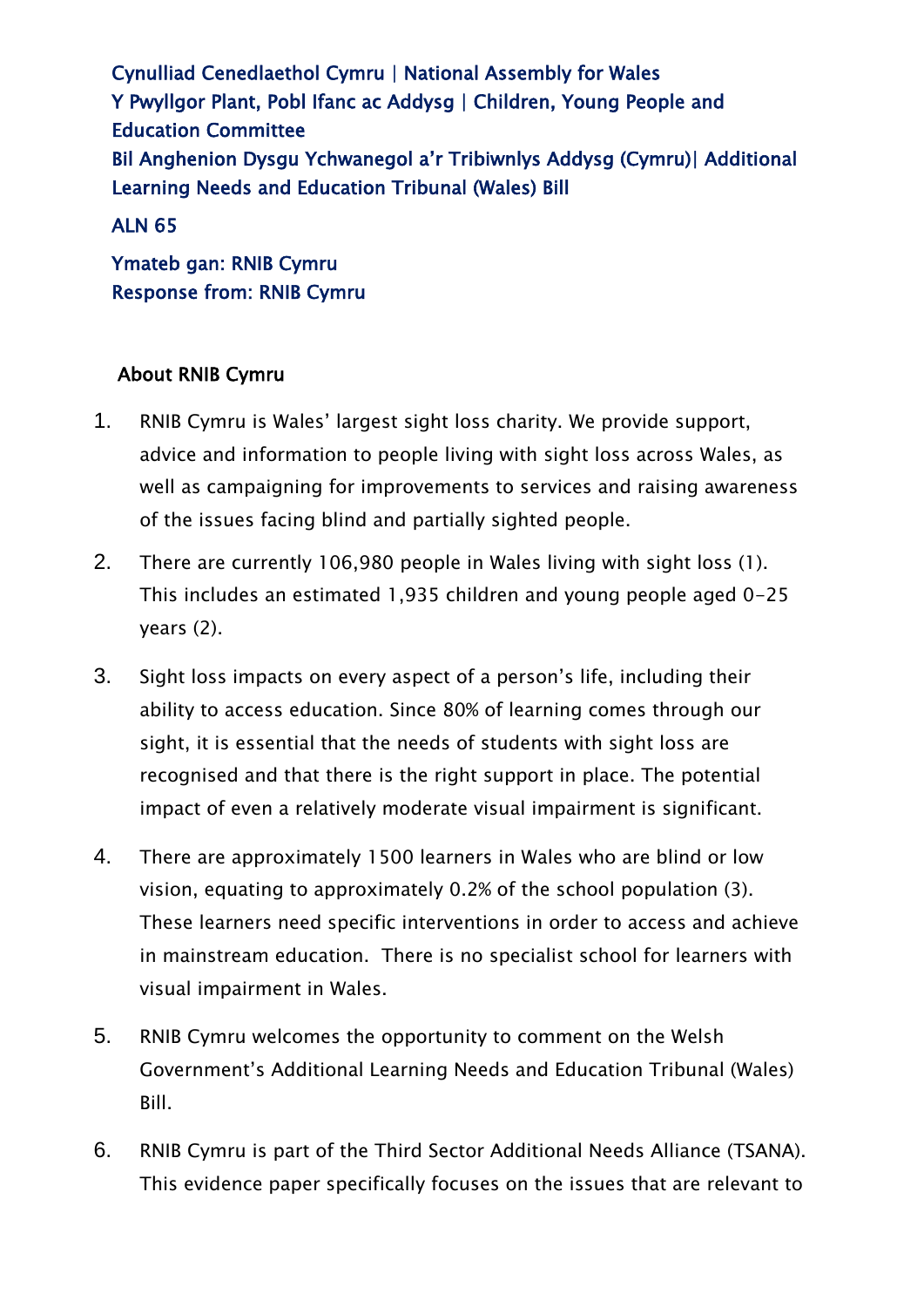Cynulliad Cenedlaethol Cymru | National Assembly for Wales
Y Pwyllgor Plant, Pobl Ifanc ac Addysg | Children, Young People and Education Committee
Bil Anghenion Dysgu Ychwanegol a'r Tribiwnlys Addysg (Cymru)| Additional Learning Needs and Education Tribunal (Wales) Bill

ALN 65

Ymateb gan: RNIB Cymru
Response from: RNIB Cymru

## About RNIB Cymru

1. RNIB Cymru is Wales' largest sight loss charity. We provide support, advice and information to people living with sight loss across Wales, as well as campaigning for improvements to services and raising awareness of the issues facing blind and partially sighted people.

2. There are currently 106,980 people in Wales living with sight loss (1). This includes an estimated 1,935 children and young people aged 0-25 years (2).

3. Sight loss impacts on every aspect of a person's life, including their ability to access education. Since 80% of learning comes through our sight, it is essential that the needs of students with sight loss are recognised and that there is the right support in place. The potential impact of even a relatively moderate visual impairment is significant.

4. There are approximately 1500 learners in Wales who are blind or low vision, equating to approximately 0.2% of the school population (3). These learners need specific interventions in order to access and achieve in mainstream education. There is no specialist school for learners with visual impairment in Wales.

5. RNIB Cymru welcomes the opportunity to comment on the Welsh Government's Additional Learning Needs and Education Tribunal (Wales) Bill.

6. RNIB Cymru is part of the Third Sector Additional Needs Alliance (TSANA). This evidence paper specifically focuses on the issues that are relevant to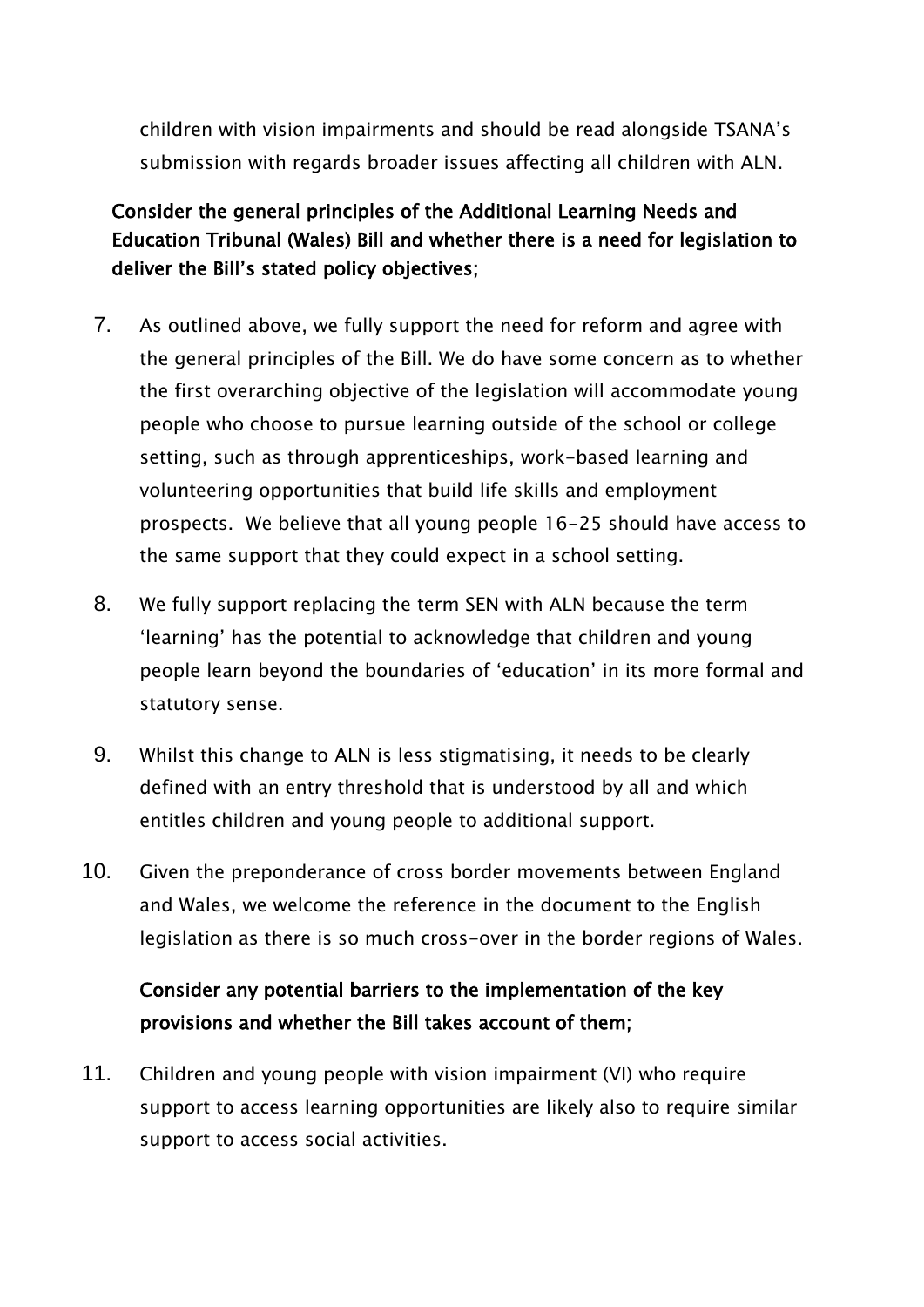children with vision impairments and should be read alongside TSANA's submission with regards broader issues affecting all children with ALN.

**Consider the general principles of the Additional Learning Needs and Education Tribunal (Wales) Bill and whether there is a need for legislation to deliver the Bill's stated policy objectives;**

7. As outlined above, we fully support the need for reform and agree with the general principles of the Bill. We do have some concern as to whether the first overarching objective of the legislation will accommodate young people who choose to pursue learning outside of the school or college setting, such as through apprenticeships, work-based learning and volunteering opportunities that build life skills and employment prospects. We believe that all young people 16-25 should have access to the same support that they could expect in a school setting.

8. We fully support replacing the term SEN with ALN because the term 'learning' has the potential to acknowledge that children and young people learn beyond the boundaries of 'education' in its more formal and statutory sense.

9. Whilst this change to ALN is less stigmatising, it needs to be clearly defined with an entry threshold that is understood by all and which entitles children and young people to additional support.

10. Given the preponderance of cross border movements between England and Wales, we welcome the reference in the document to the English legislation as there is so much cross-over in the border regions of Wales.

**Consider any potential barriers to the implementation of the key provisions and whether the Bill takes account of them;**

11. Children and young people with vision impairment (VI) who require support to access learning opportunities are likely also to require similar support to access social activities.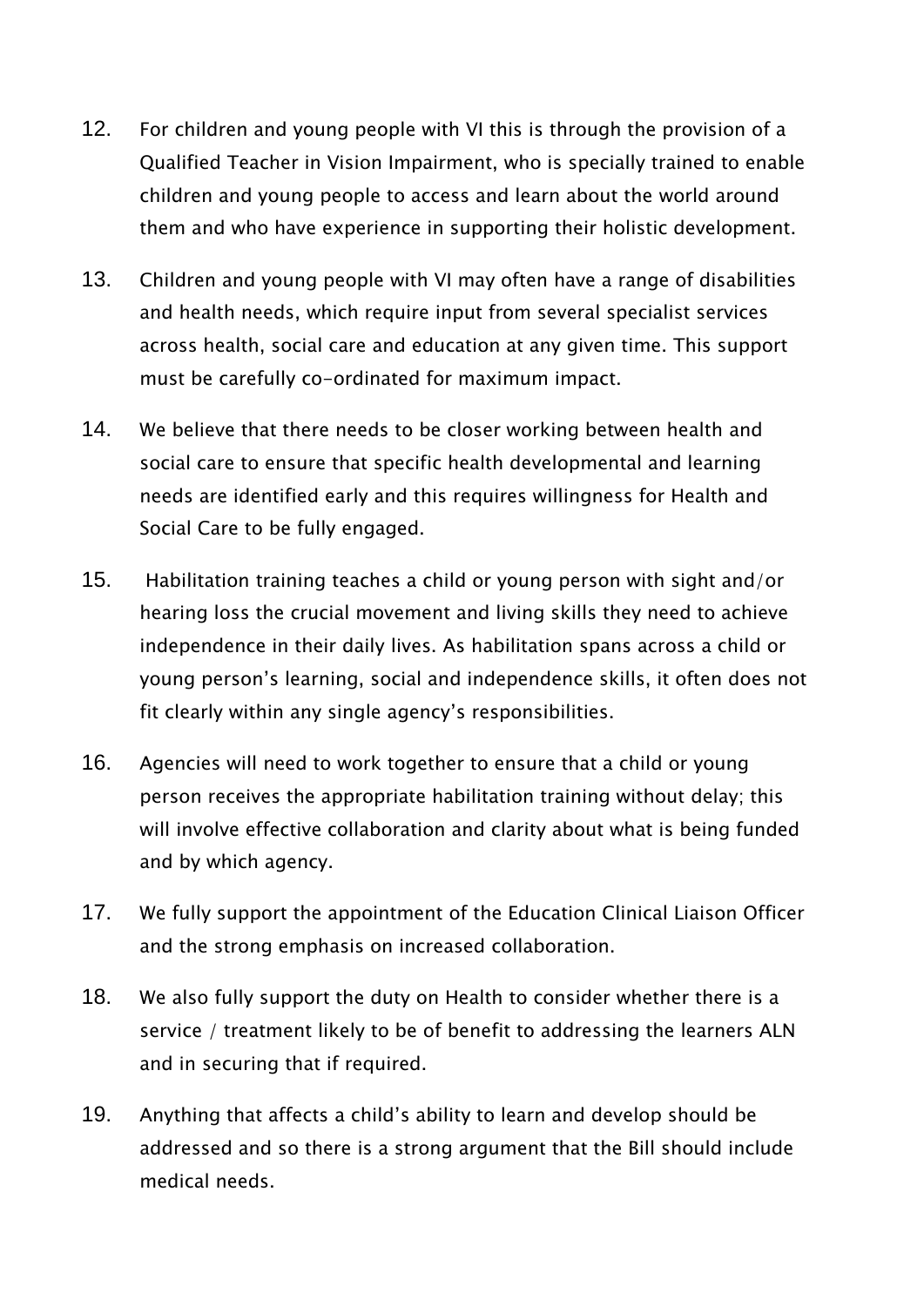12. For children and young people with VI this is through the provision of a Qualified Teacher in Vision Impairment, who is specially trained to enable children and young people to access and learn about the world around them and who have experience in supporting their holistic development.

13. Children and young people with VI may often have a range of disabilities and health needs, which require input from several specialist services across health, social care and education at any given time. This support must be carefully co-ordinated for maximum impact.

14. We believe that there needs to be closer working between health and social care to ensure that specific health developmental and learning needs are identified early and this requires willingness for Health and Social Care to be fully engaged.

15. Habilitation training teaches a child or young person with sight and/or hearing loss the crucial movement and living skills they need to achieve independence in their daily lives. As habilitation spans across a child or young person's learning, social and independence skills, it often does not fit clearly within any single agency's responsibilities.

16. Agencies will need to work together to ensure that a child or young person receives the appropriate habilitation training without delay; this will involve effective collaboration and clarity about what is being funded and by which agency.

17. We fully support the appointment of the Education Clinical Liaison Officer and the strong emphasis on increased collaboration.

18. We also fully support the duty on Health to consider whether there is a service / treatment likely to be of benefit to addressing the learners ALN and in securing that if required.

19. Anything that affects a child's ability to learn and develop should be addressed and so there is a strong argument that the Bill should include medical needs.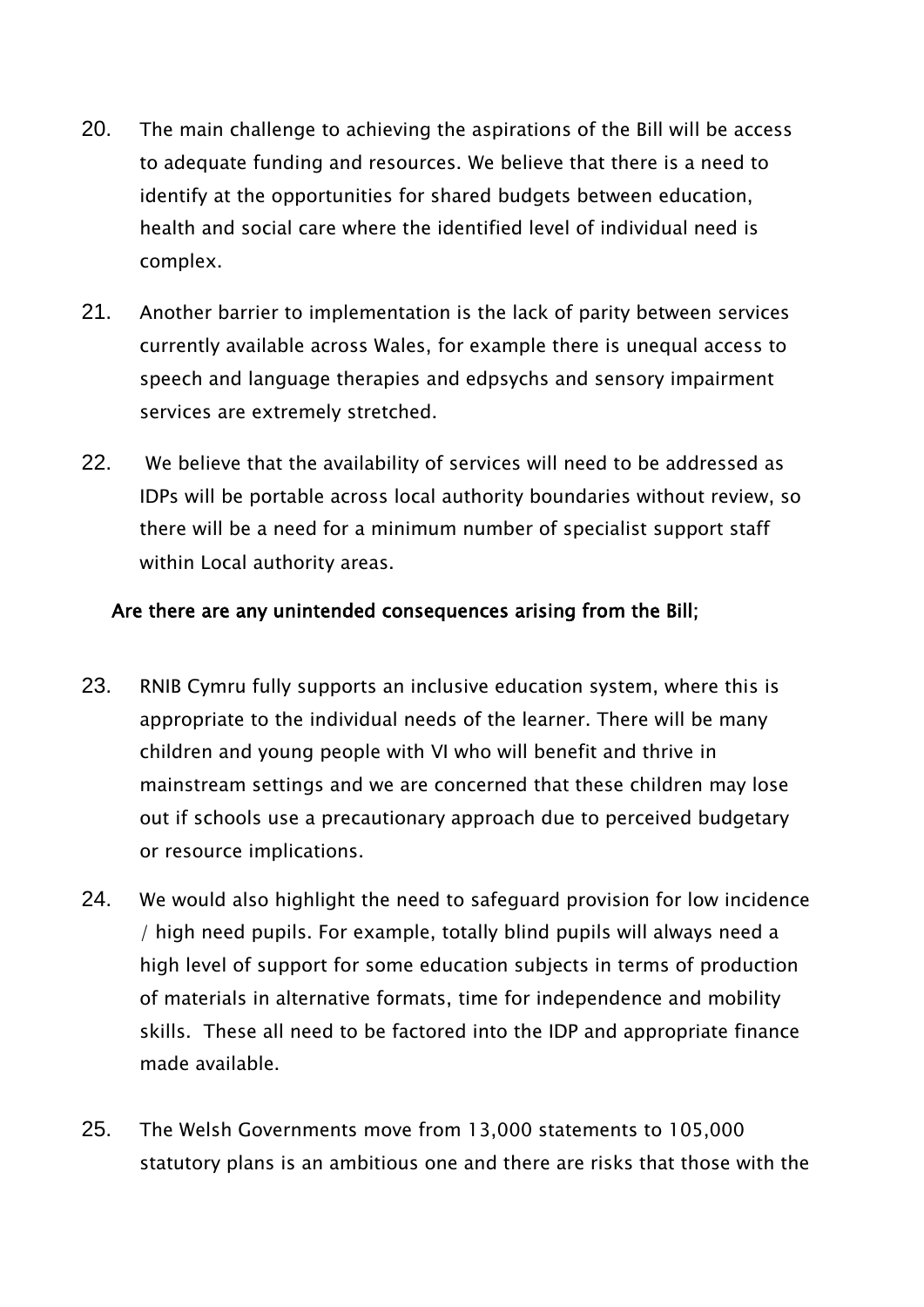20. The main challenge to achieving the aspirations of the Bill will be access to adequate funding and resources. We believe that there is a need to identify at the opportunities for shared budgets between education, health and social care where the identified level of individual need is complex.

21. Another barrier to implementation is the lack of parity between services currently available across Wales, for example there is unequal access to speech and language therapies and edpsychs and sensory impairment services are extremely stretched.

22. We believe that the availability of services will need to be addressed as IDPs will be portable across local authority boundaries without review, so there will be a need for a minimum number of specialist support staff within Local authority areas.

**Are there are any unintended consequences arising from the Bill;**

23. RNIB Cymru fully supports an inclusive education system, where this is appropriate to the individual needs of the learner. There will be many children and young people with VI who will benefit and thrive in mainstream settings and we are concerned that these children may lose out if schools use a precautionary approach due to perceived budgetary or resource implications.

24. We would also highlight the need to safeguard provision for low incidence / high need pupils. For example, totally blind pupils will always need a high level of support for some education subjects in terms of production of materials in alternative formats, time for independence and mobility skills. These all need to be factored into the IDP and appropriate finance made available.

25. The Welsh Governments move from 13,000 statements to 105,000 statutory plans is an ambitious one and there are risks that those with the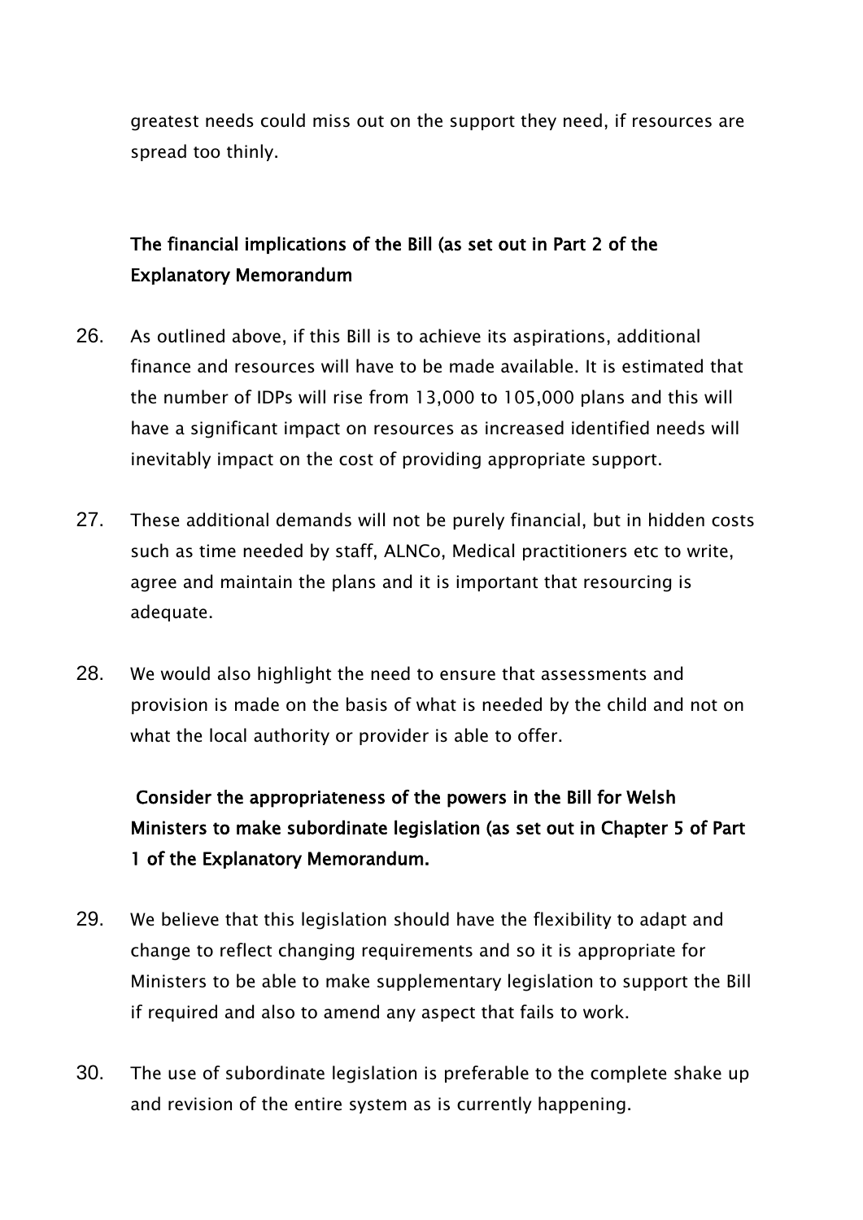greatest needs could miss out on the support they need, if resources are spread too thinly.

**The financial implications of the Bill (as set out in Part 2 of the Explanatory Memorandum**

26. As outlined above, if this Bill is to achieve its aspirations, additional finance and resources will have to be made available. It is estimated that the number of IDPs will rise from 13,000 to 105,000 plans and this will have a significant impact on resources as increased identified needs will inevitably impact on the cost of providing appropriate support.

27. These additional demands will not be purely financial, but in hidden costs such as time needed by staff, ALNCo, Medical practitioners etc to write, agree and maintain the plans and it is important that resourcing is adequate.

28. We would also highlight the need to ensure that assessments and provision is made on the basis of what is needed by the child and not on what the local authority or provider is able to offer.

**Consider the appropriateness of the powers in the Bill for Welsh Ministers to make subordinate legislation (as set out in Chapter 5 of Part 1 of the Explanatory Memorandum.**

29. We believe that this legislation should have the flexibility to adapt and change to reflect changing requirements and so it is appropriate for Ministers to be able to make supplementary legislation to support the Bill if required and also to amend any aspect that fails to work.

30. The use of subordinate legislation is preferable to the complete shake up and revision of the entire system as is currently happening.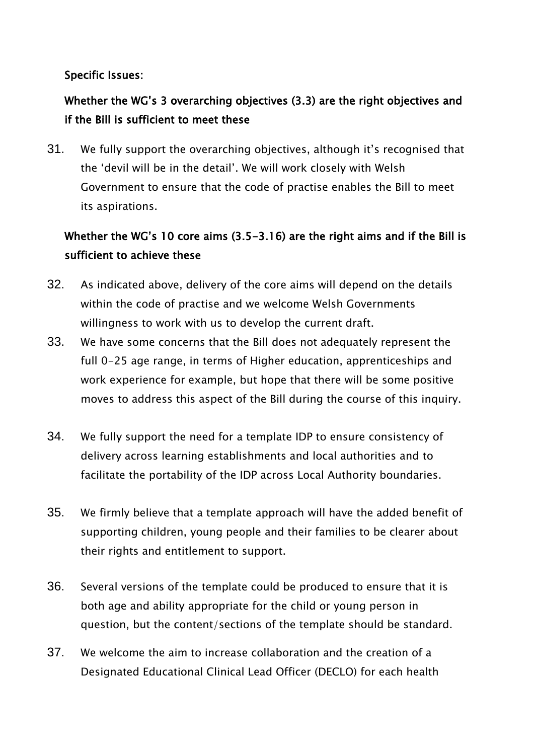**Specific Issues:**

**Whether the WG's 3 overarching objectives (3.3) are the right objectives and if the Bill is sufficient to meet these**

31. We fully support the overarching objectives, although it's recognised that the 'devil will be in the detail'. We will work closely with Welsh Government to ensure that the code of practise enables the Bill to meet its aspirations.

**Whether the WG's 10 core aims (3.5-3.16) are the right aims and if the Bill is sufficient to achieve these**

32. As indicated above, delivery of the core aims will depend on the details within the code of practise and we welcome Welsh Governments willingness to work with us to develop the current draft.

33. We have some concerns that the Bill does not adequately represent the full 0-25 age range, in terms of Higher education, apprenticeships and work experience for example, but hope that there will be some positive moves to address this aspect of the Bill during the course of this inquiry.

34. We fully support the need for a template IDP to ensure consistency of delivery across learning establishments and local authorities and to facilitate the portability of the IDP across Local Authority boundaries.

35. We firmly believe that a template approach will have the added benefit of supporting children, young people and their families to be clearer about their rights and entitlement to support.

36. Several versions of the template could be produced to ensure that it is both age and ability appropriate for the child or young person in question, but the content/sections of the template should be standard.

37. We welcome the aim to increase collaboration and the creation of a Designated Educational Clinical Lead Officer (DECLO) for each health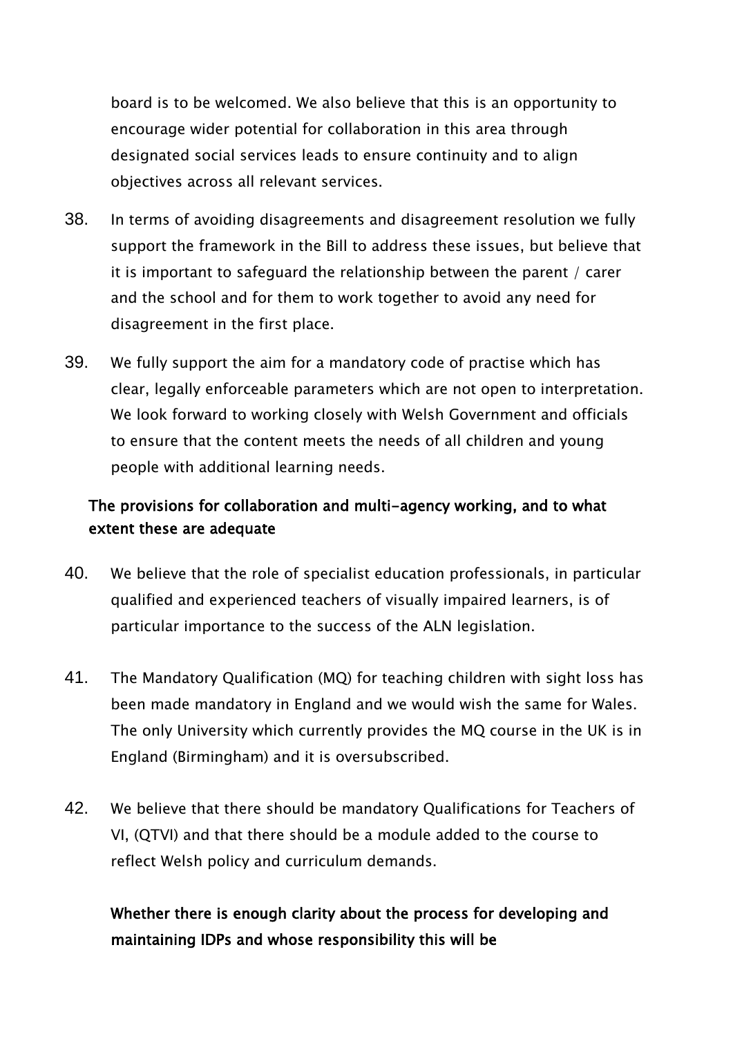board is to be welcomed. We also believe that this is an opportunity to encourage wider potential for collaboration in this area through designated social services leads to ensure continuity and to align objectives across all relevant services.

38. In terms of avoiding disagreements and disagreement resolution we fully support the framework in the Bill to address these issues, but believe that it is important to safeguard the relationship between the parent / carer and the school and for them to work together to avoid any need for disagreement in the first place.

39. We fully support the aim for a mandatory code of practise which has clear, legally enforceable parameters which are not open to interpretation. We look forward to working closely with Welsh Government and officials to ensure that the content meets the needs of all children and young people with additional learning needs.

**The provisions for collaboration and multi-agency working, and to what extent these are adequate**

40. We believe that the role of specialist education professionals, in particular qualified and experienced teachers of visually impaired learners, is of particular importance to the success of the ALN legislation.

41. The Mandatory Qualification (MQ) for teaching children with sight loss has been made mandatory in England and we would wish the same for Wales. The only University which currently provides the MQ course in the UK is in England (Birmingham) and it is oversubscribed.

42. We believe that there should be mandatory Qualifications for Teachers of VI, (QTVI) and that there should be a module added to the course to reflect Welsh policy and curriculum demands.

**Whether there is enough clarity about the process for developing and maintaining IDPs and whose responsibility this will be**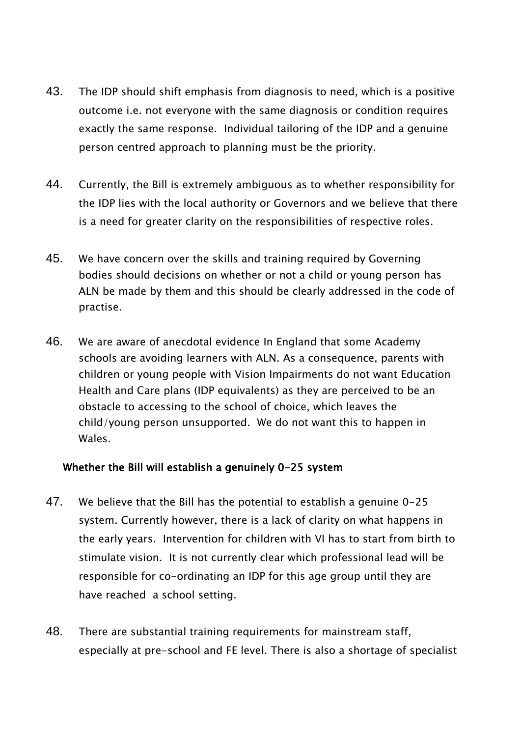43. The IDP should shift emphasis from diagnosis to need, which is a positive outcome i.e. not everyone with the same diagnosis or condition requires exactly the same response. Individual tailoring of the IDP and a genuine person centred approach to planning must be the priority.

44. Currently, the Bill is extremely ambiguous as to whether responsibility for the IDP lies with the local authority or Governors and we believe that there is a need for greater clarity on the responsibilities of respective roles.

45. We have concern over the skills and training required by Governing bodies should decisions on whether or not a child or young person has ALN be made by them and this should be clearly addressed in the code of practise.

46. We are aware of anecdotal evidence In England that some Academy schools are avoiding learners with ALN. As a consequence, parents with children or young people with Vision Impairments do not want Education Health and Care plans (IDP equivalents) as they are perceived to be an obstacle to accessing to the school of choice, which leaves the child/young person unsupported. We do not want this to happen in Wales.

**Whether the Bill will establish a genuinely 0-25 system**

47. We believe that the Bill has the potential to establish a genuine 0-25 system. Currently however, there is a lack of clarity on what happens in the early years. Intervention for children with VI has to start from birth to stimulate vision. It is not currently clear which professional lead will be responsible for co-ordinating an IDP for this age group until they are have reached a school setting.

48. There are substantial training requirements for mainstream staff, especially at pre-school and FE level. There is also a shortage of specialist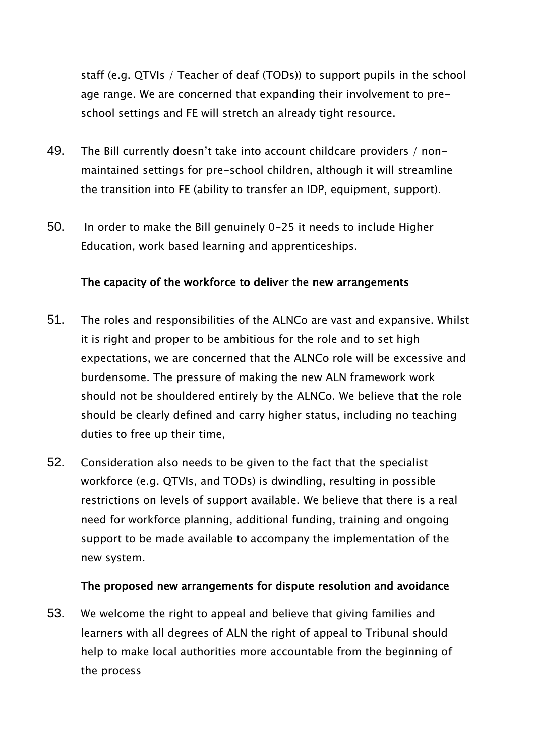staff (e.g. QTVIs / Teacher of deaf (TODs)) to support pupils in the school age range. We are concerned that expanding their involvement to pre-school settings and FE will stretch an already tight resource.

49. The Bill currently doesn't take into account childcare providers / non-maintained settings for pre-school children, although it will streamline the transition into FE (ability to transfer an IDP, equipment, support).

50. In order to make the Bill genuinely 0-25 it needs to include Higher Education, work based learning and apprenticeships.

**The capacity of the workforce to deliver the new arrangements**

51. The roles and responsibilities of the ALNCo are vast and expansive. Whilst it is right and proper to be ambitious for the role and to set high expectations, we are concerned that the ALNCo role will be excessive and burdensome. The pressure of making the new ALN framework work should not be shouldered entirely by the ALNCo. We believe that the role should be clearly defined and carry higher status, including no teaching duties to free up their time,

52. Consideration also needs to be given to the fact that the specialist workforce (e.g. QTVIs, and TODs) is dwindling, resulting in possible restrictions on levels of support available. We believe that there is a real need for workforce planning, additional funding, training and ongoing support to be made available to accompany the implementation of the new system.

**The proposed new arrangements for dispute resolution and avoidance**

53. We welcome the right to appeal and believe that giving families and learners with all degrees of ALN the right of appeal to Tribunal should help to make local authorities more accountable from the beginning of the process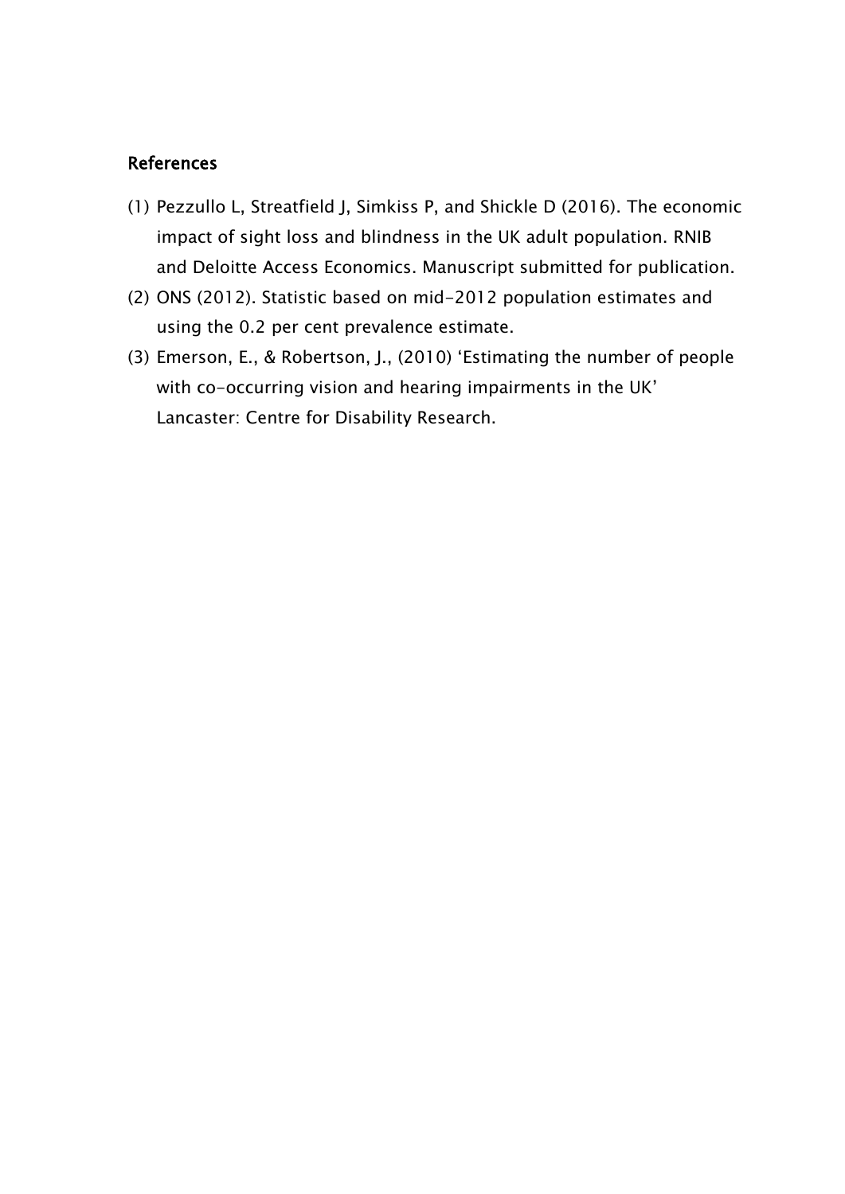## References

(1) Pezzullo L, Streatfield J, Simkiss P, and Shickle D (2016). The economic impact of sight loss and blindness in the UK adult population. RNIB and Deloitte Access Economics. Manuscript submitted for publication.

(2) ONS (2012). Statistic based on mid-2012 population estimates and using the 0.2 per cent prevalence estimate.

(3) Emerson, E., & Robertson, J., (2010) 'Estimating the number of people with co-occurring vision and hearing impairments in the UK' Lancaster: Centre for Disability Research.